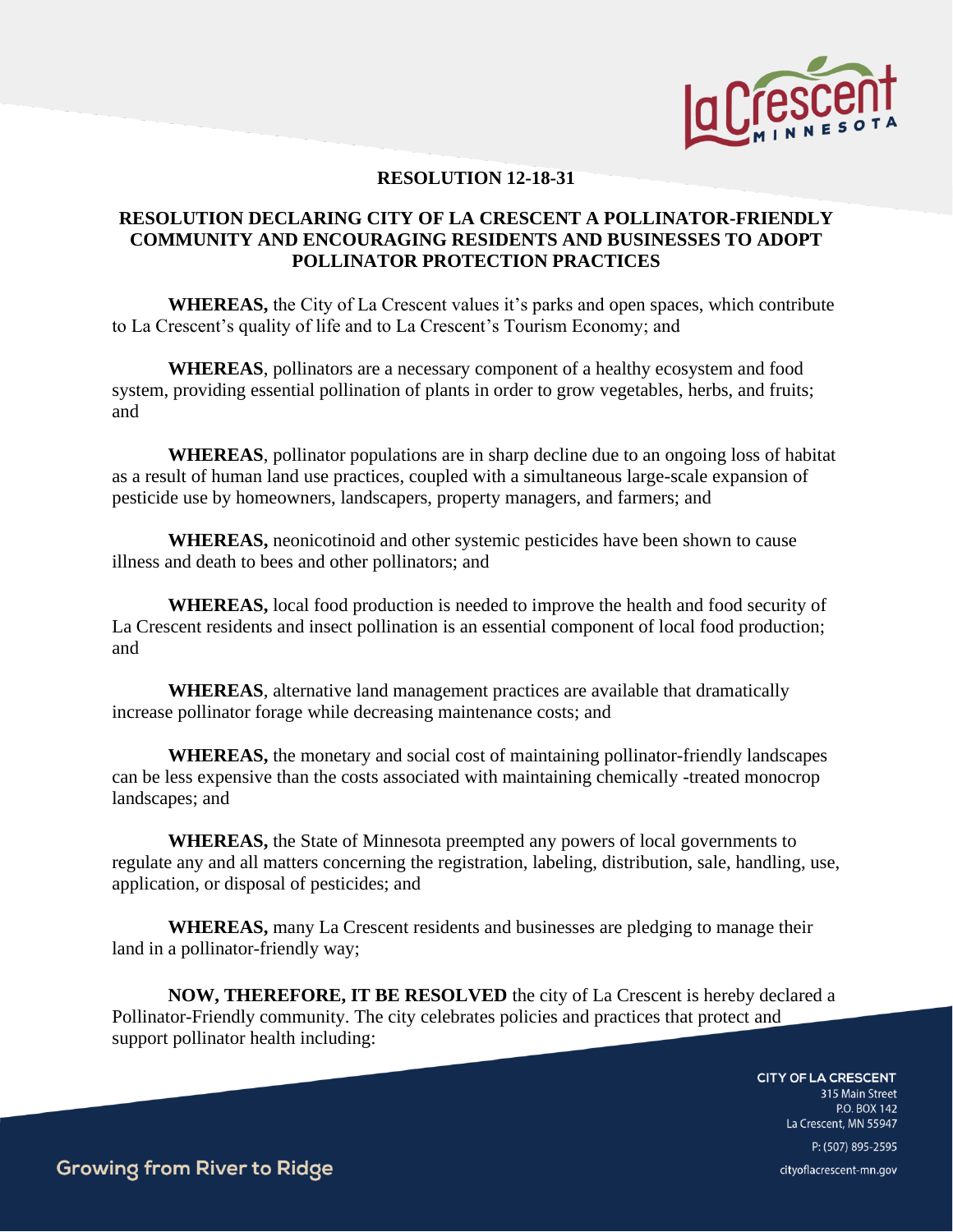# RESOLUTION 12-18-31

## RESOLUTION DECLARING CITY OF LA CRESCENT A POLLINATOR-FRIENDLY COMMUNITY AND ENCOURAGING RESIDENTS AND BUSINESSES TO ADOPT POLLINATOR PROTECTION PRACTICES

**WHEREAS,** the City of La Crescent values it's parks and open spaces, which contribute to La Crescent's quality of life and to La Crescent's Tourism Economy; and

**WHEREAS**, pollinators are a necessary component of a healthy ecosystem and food system, providing essential pollination of plants in order to grow vegetables, herbs, and fruits; and

**WHEREAS**, pollinator populations are in sharp decline due to an ongoing loss of habitat as a result of human land use practices, coupled with a simultaneous large-scale expansion of pesticide use by homeowners, landscapers, property managers, and farmers; and

**WHEREAS,** neonicotinoid and other systemic pesticides have been shown to cause illness and death to bees and other pollinators; and

**WHEREAS,** local food production is needed to improve the health and food security of La Crescent residents and insect pollination is an essential component of local food production; and

**WHEREAS**, alternative land management practices are available that dramatically increase pollinator forage while decreasing maintenance costs; and

**WHEREAS,** the monetary and social cost of maintaining pollinator-friendly landscapes can be less expensive than the costs associated with maintaining chemically -treated monocrop landscapes; and

**WHEREAS,** the State of Minnesota preempted any powers of local governments to regulate any and all matters concerning the registration, labeling, distribution, sale, handling, use, application, or disposal of pesticides; and

**WHEREAS,** many La Crescent residents and businesses are pledging to manage their land in a pollinator-friendly way;

**NOW, THEREFORE, IT BE RESOLVED** the city of La Crescent is hereby declared a Pollinator-Friendly community. The city celebrates policies and practices that protect and support pollinator health including: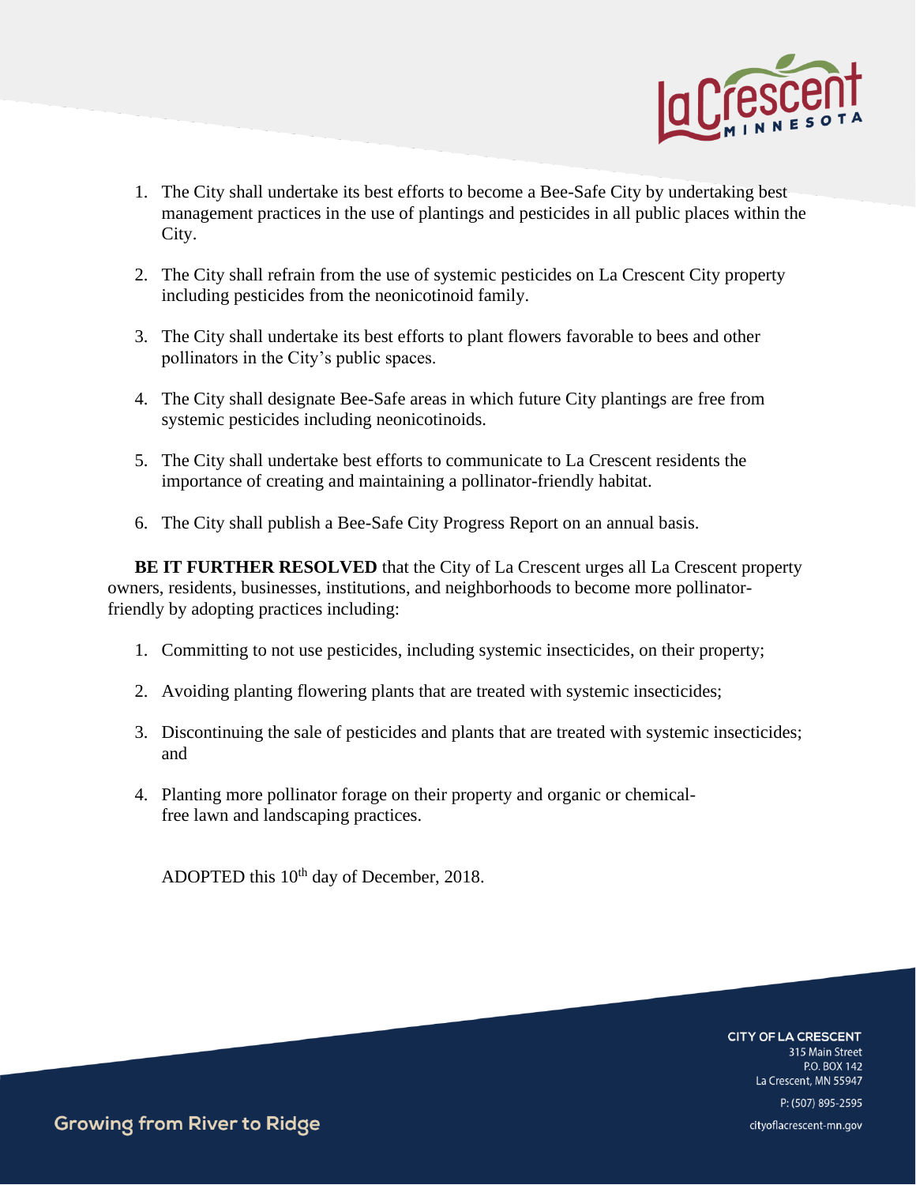1. The City shall undertake its best efforts to become a Bee-Safe City by undertaking best management practices in the use of plantings and pesticides in all public places within the City.

2. The City shall refrain from the use of systemic pesticides on La Crescent City property including pesticides from the neonicotinoid family.

3. The City shall undertake its best efforts to plant flowers favorable to bees and other pollinators in the City's public spaces.

4. The City shall designate Bee-Safe areas in which future City plantings are free from systemic pesticides including neonicotinoids.

5. The City shall undertake best efforts to communicate to La Crescent residents the importance of creating and maintaining a pollinator-friendly habitat.

6. The City shall publish a Bee-Safe City Progress Report on an annual basis.

**BE IT FURTHER RESOLVED** that the City of La Crescent urges all La Crescent property owners, residents, businesses, institutions, and neighborhoods to become more pollinator-friendly by adopting practices including:

1. Committing to not use pesticides, including systemic insecticides, on their property;

2. Avoiding planting flowering plants that are treated with systemic insecticides;

3. Discontinuing the sale of pesticides and plants that are treated with systemic insecticides; and

4. Planting more pollinator forage on their property and organic or chemical-free lawn and landscaping practices.

ADOPTED this 10th day of December, 2018.